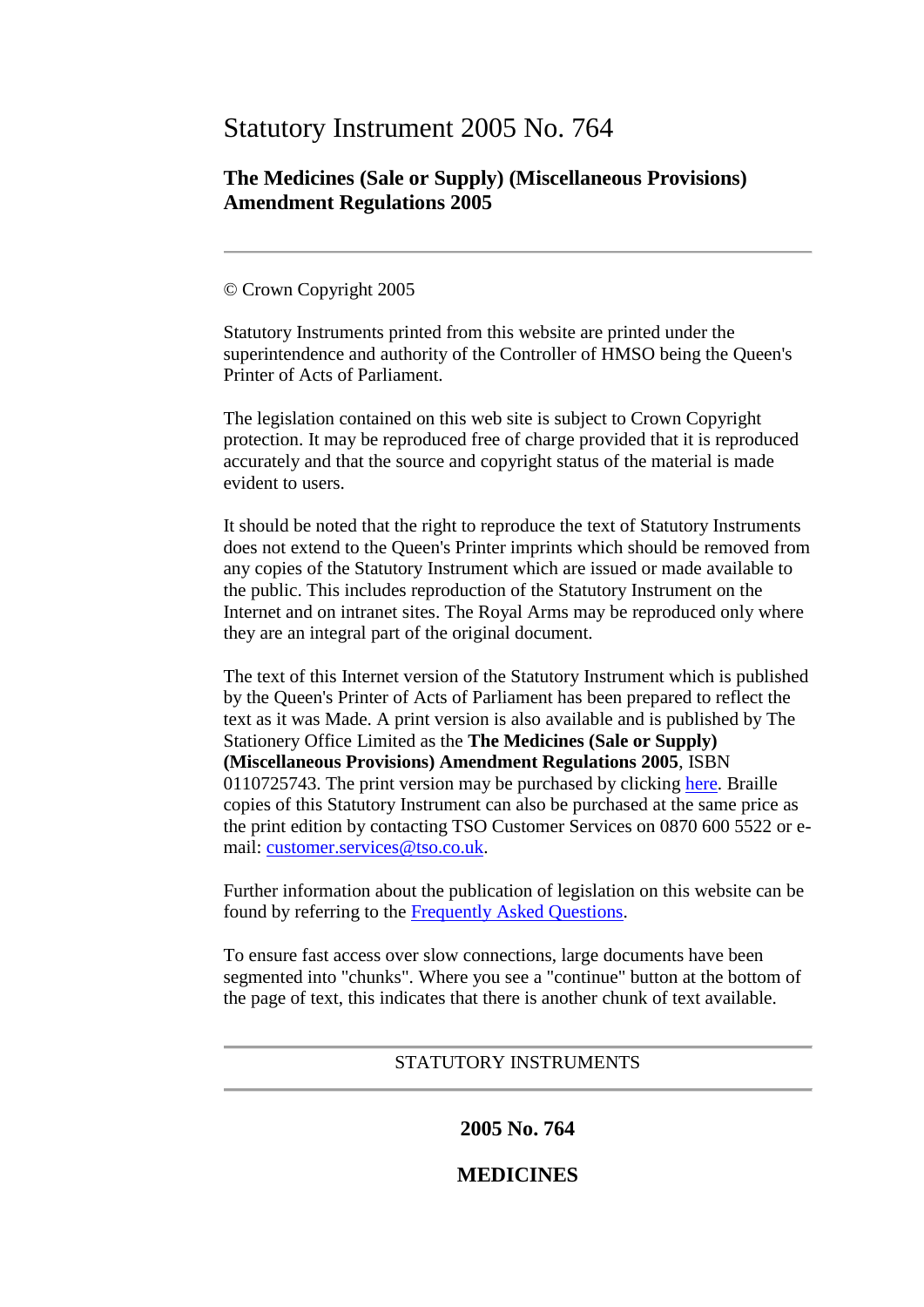# Statutory Instrument 2005 No. 764

## The Medicines (Sale or Supply) (Miscellaneous Provisions) Amendment Regulations 2005

---

© Crown Copyright 2005

Statutory Instruments printed from this website are printed under the superintendence and authority of the Controller of HMSO being the Queen's Printer of Acts of Parliament.

The legislation contained on this web site is subject to Crown Copyright protection. It may be reproduced free of charge provided that it is reproduced accurately and that the source and copyright status of the material is made evident to users.

It should be noted that the right to reproduce the text of Statutory Instruments does not extend to the Queen's Printer imprints which should be removed from any copies of the Statutory Instrument which are issued or made available to the public. This includes reproduction of the Statutory Instrument on the Internet and on intranet sites. The Royal Arms may be reproduced only where they are an integral part of the original document.

The text of this Internet version of the Statutory Instrument which is published by the Queen's Printer of Acts of Parliament has been prepared to reflect the text as it was Made. A print version is also available and is published by The Stationery Office Limited as the **The Medicines (Sale or Supply) (Miscellaneous Provisions) Amendment Regulations 2005**, ISBN 0110725743. The print version may be purchased by clicking here. Braille copies of this Statutory Instrument can also be purchased at the same price as the print edition by contacting TSO Customer Services on 0870 600 5522 or e-mail: customer.services@tso.co.uk.

Further information about the publication of legislation on this website can be found by referring to the Frequently Asked Questions.

To ensure fast access over slow connections, large documents have been segmented into "chunks". Where you see a "continue" button at the bottom of the page of text, this indicates that there is another chunk of text available.

---

STATUTORY INSTRUMENTS

---

**2005 No. 764**

**MEDICINES**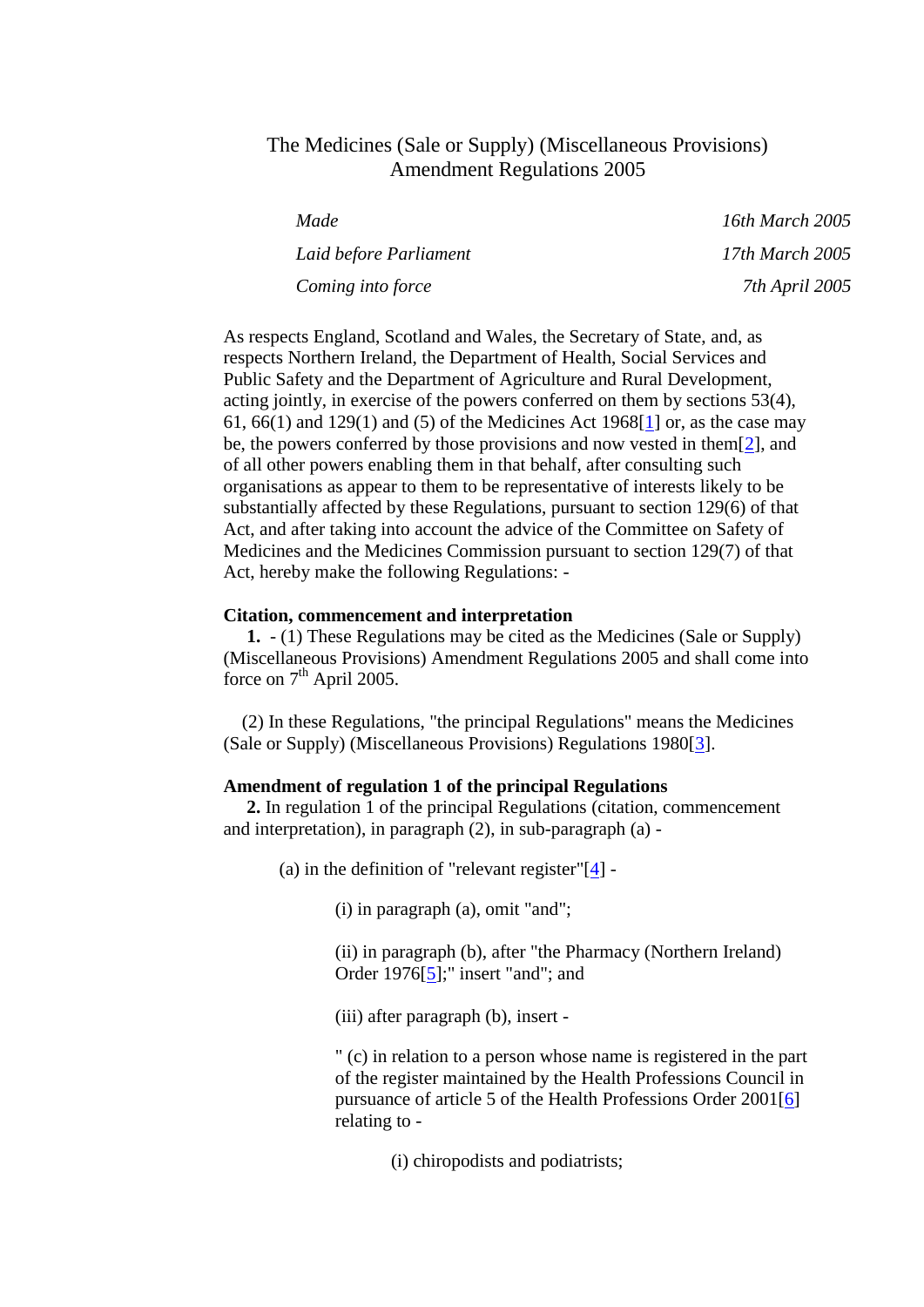# The Medicines (Sale or Supply) (Miscellaneous Provisions) Amendment Regulations 2005

| | |
|---|---|
| *Made* | *16th March 2005* |
| *Laid before Parliament* | *17th March 2005* |
| *Coming into force* | *7th April 2005* |

As respects England, Scotland and Wales, the Secretary of State, and, as respects Northern Ireland, the Department of Health, Social Services and Public Safety and the Department of Agriculture and Rural Development, acting jointly, in exercise of the powers conferred on them by sections 53(4), 61, 66(1) and 129(1) and (5) of the Medicines Act 1968[1] or, as the case may be, the powers conferred by those provisions and now vested in them[2], and of all other powers enabling them in that behalf, after consulting such organisations as appear to them to be representative of interests likely to be substantially affected by these Regulations, pursuant to section 129(6) of that Act, and after taking into account the advice of the Committee on Safety of Medicines and the Medicines Commission pursuant to section 129(7) of that Act, hereby make the following Regulations: -

**Citation, commencement and interpretation**

**1.** - (1) These Regulations may be cited as the Medicines (Sale or Supply) (Miscellaneous Provisions) Amendment Regulations 2005 and shall come into force on 7th April 2005.

(2) In these Regulations, "the principal Regulations" means the Medicines (Sale or Supply) (Miscellaneous Provisions) Regulations 1980[3].

**Amendment of regulation 1 of the principal Regulations**

**2.** In regulation 1 of the principal Regulations (citation, commencement and interpretation), in paragraph (2), in sub-paragraph (a) -

(a) in the definition of "relevant register"[4] -

(i) in paragraph (a), omit "and";

(ii) in paragraph (b), after "the Pharmacy (Northern Ireland) Order 1976[5];" insert "and"; and

(iii) after paragraph (b), insert -

" (c) in relation to a person whose name is registered in the part of the register maintained by the Health Professions Council in pursuance of article 5 of the Health Professions Order 2001[6] relating to -

(i) chiropodists and podiatrists;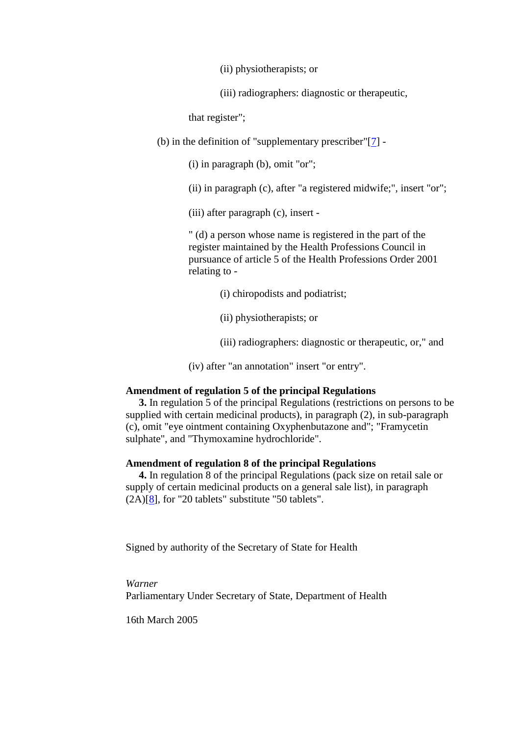(ii) physiotherapists; or

(iii) radiographers: diagnostic or therapeutic,

that register";

(b) in the definition of "supplementary prescriber"[7] -

(i) in paragraph (b), omit "or";

(ii) in paragraph (c), after "a registered midwife;", insert "or";

(iii) after paragraph (c), insert -

" (d) a person whose name is registered in the part of the register maintained by the Health Professions Council in pursuance of article 5 of the Health Professions Order 2001 relating to -

(i) chiropodists and podiatrist;

(ii) physiotherapists; or

(iii) radiographers: diagnostic or therapeutic, or," and

(iv) after "an annotation" insert "or entry".

**Amendment of regulation 5 of the principal Regulations**

**3.** In regulation 5 of the principal Regulations (restrictions on persons to be supplied with certain medicinal products), in paragraph (2), in sub-paragraph (c), omit "eye ointment containing Oxyphenbutazone and"; "Framycetin sulphate", and "Thymoxamine hydrochloride".

**Amendment of regulation 8 of the principal Regulations**

**4.** In regulation 8 of the principal Regulations (pack size on retail sale or supply of certain medicinal products on a general sale list), in paragraph (2A)[8], for "20 tablets" substitute "50 tablets".

Signed by authority of the Secretary of State for Health

*Warner*
Parliamentary Under Secretary of State, Department of Health

16th March 2005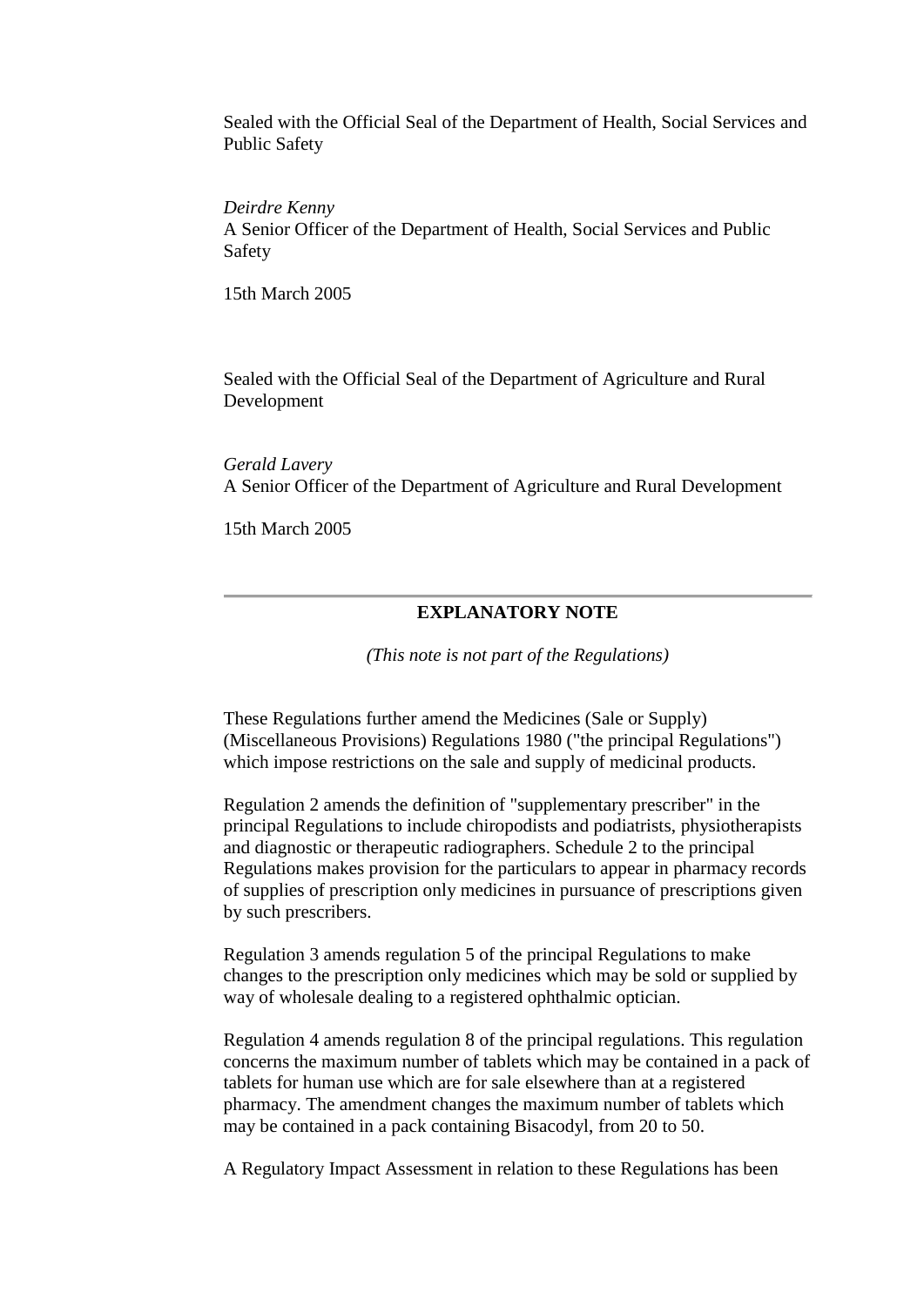Sealed with the Official Seal of the Department of Health, Social Services and Public Safety

*Deirdre Kenny*
A Senior Officer of the Department of Health, Social Services and Public Safety

15th March 2005

Sealed with the Official Seal of the Department of Agriculture and Rural Development

*Gerald Lavery*
A Senior Officer of the Department of Agriculture and Rural Development

15th March 2005

---

## EXPLANATORY NOTE

*(This note is not part of the Regulations)*

These Regulations further amend the Medicines (Sale or Supply) (Miscellaneous Provisions) Regulations 1980 ("the principal Regulations") which impose restrictions on the sale and supply of medicinal products.

Regulation 2 amends the definition of "supplementary prescriber" in the principal Regulations to include chiropodists and podiatrists, physiotherapists and diagnostic or therapeutic radiographers. Schedule 2 to the principal Regulations makes provision for the particulars to appear in pharmacy records of supplies of prescription only medicines in pursuance of prescriptions given by such prescribers.

Regulation 3 amends regulation 5 of the principal Regulations to make changes to the prescription only medicines which may be sold or supplied by way of wholesale dealing to a registered ophthalmic optician.

Regulation 4 amends regulation 8 of the principal regulations. This regulation concerns the maximum number of tablets which may be contained in a pack of tablets for human use which are for sale elsewhere than at a registered pharmacy. The amendment changes the maximum number of tablets which may be contained in a pack containing Bisacodyl, from 20 to 50.

A Regulatory Impact Assessment in relation to these Regulations has been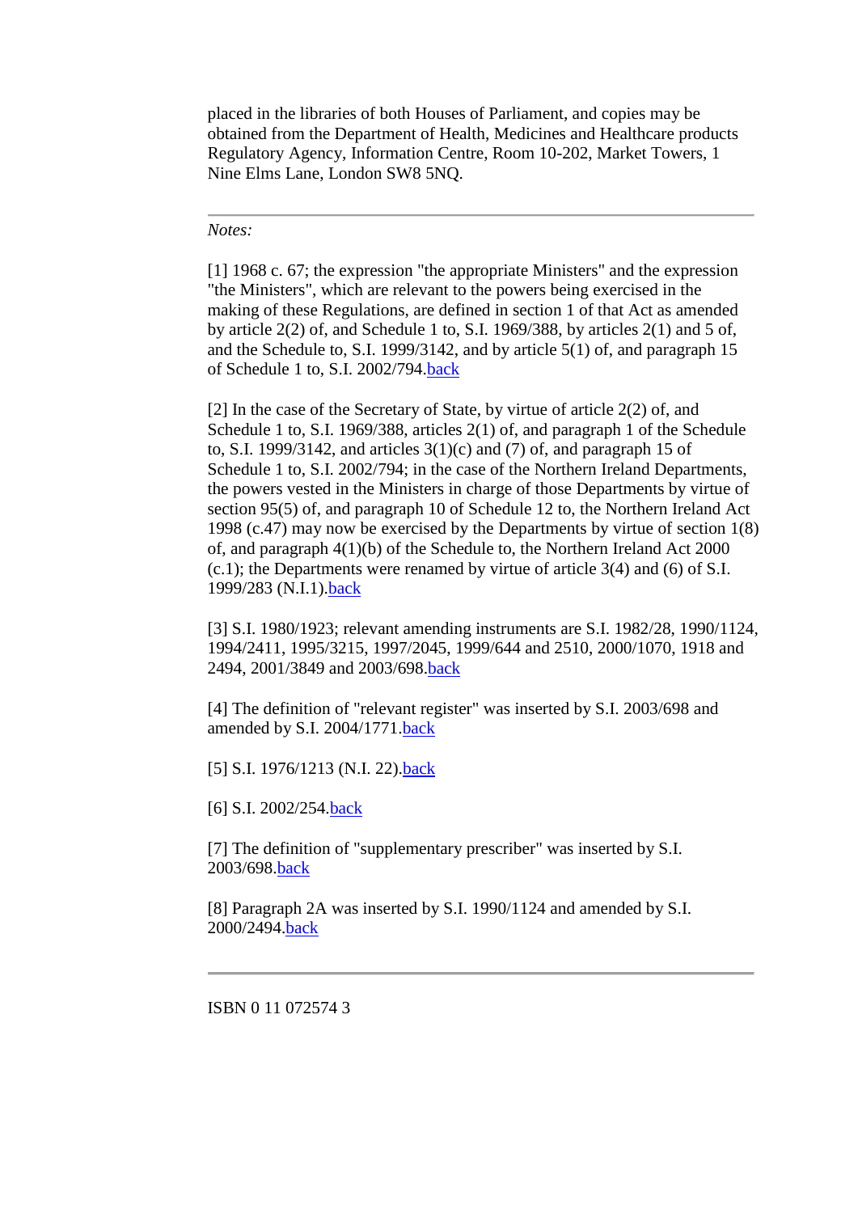placed in the libraries of both Houses of Parliament, and copies may be obtained from the Department of Health, Medicines and Healthcare products Regulatory Agency, Information Centre, Room 10-202, Market Towers, 1 Nine Elms Lane, London SW8 5NQ.

---

*Notes:*

[1] 1968 c. 67; the expression "the appropriate Ministers" and the expression "the Ministers", which are relevant to the powers being exercised in the making of these Regulations, are defined in section 1 of that Act as amended by article 2(2) of, and Schedule 1 to, S.I. 1969/388, by articles 2(1) and 5 of, and the Schedule to, S.I. 1999/3142, and by article 5(1) of, and paragraph 15 of Schedule 1 to, S.I. 2002/794.back

[2] In the case of the Secretary of State, by virtue of article 2(2) of, and Schedule 1 to, S.I. 1969/388, articles 2(1) of, and paragraph 1 of the Schedule to, S.I. 1999/3142, and articles 3(1)(c) and (7) of, and paragraph 15 of Schedule 1 to, S.I. 2002/794; in the case of the Northern Ireland Departments, the powers vested in the Ministers in charge of those Departments by virtue of section 95(5) of, and paragraph 10 of Schedule 12 to, the Northern Ireland Act 1998 (c.47) may now be exercised by the Departments by virtue of section 1(8) of, and paragraph 4(1)(b) of the Schedule to, the Northern Ireland Act 2000 (c.1); the Departments were renamed by virtue of article 3(4) and (6) of S.I. 1999/283 (N.I.1).back

[3] S.I. 1980/1923; relevant amending instruments are S.I. 1982/28, 1990/1124, 1994/2411, 1995/3215, 1997/2045, 1999/644 and 2510, 2000/1070, 1918 and 2494, 2001/3849 and 2003/698.back

[4] The definition of "relevant register" was inserted by S.I. 2003/698 and amended by S.I. 2004/1771.back

[5] S.I. 1976/1213 (N.I. 22).back

[6] S.I. 2002/254.back

[7] The definition of "supplementary prescriber" was inserted by S.I. 2003/698.back

[8] Paragraph 2A was inserted by S.I. 1990/1124 and amended by S.I. 2000/2494.back

---

ISBN 0 11 072574 3